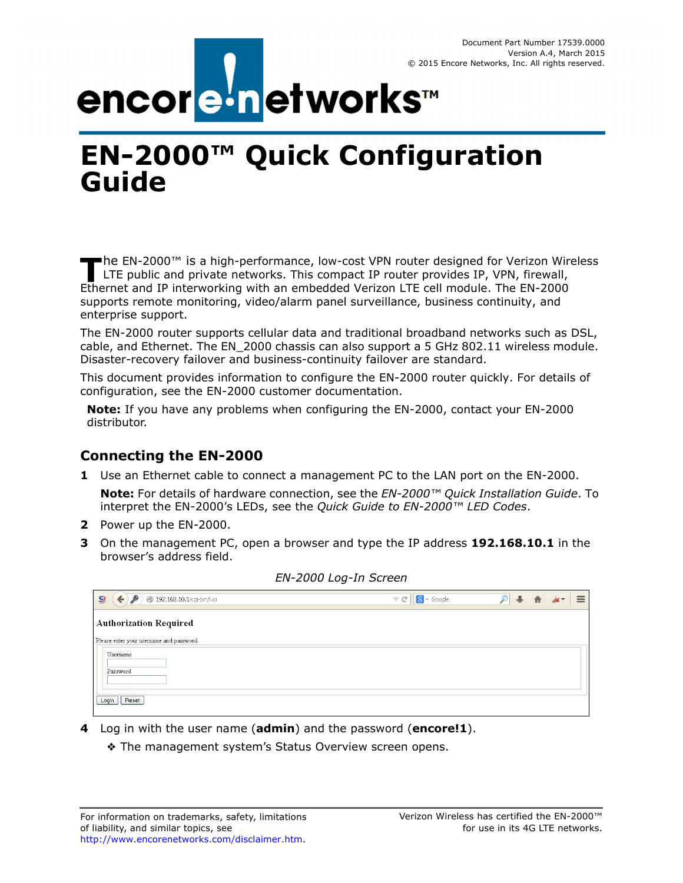Document Part Number 17539.0000
Version A.4, March 2015
© 2015 Encore Networks, Inc. All rights reserved.

# EN-2000™ Quick Configuration Guide

The EN-2000™ is a high-performance, low-cost VPN router designed for Verizon Wireless LTE public and private networks. This compact IP router provides IP, VPN, firewall, Ethernet and IP interworking with an embedded Verizon LTE cell module. The EN-2000 supports remote monitoring, video/alarm panel surveillance, business continuity, and enterprise support.

The EN-2000 router supports cellular data and traditional broadband networks such as DSL, cable, and Ethernet. The EN_2000 chassis can also support a 5 GHz 802.11 wireless module. Disaster-recovery failover and business-continuity failover are standard.

This document provides information to configure the EN-2000 router quickly. For details of configuration, see the EN-2000 customer documentation.

**Note:** If you have any problems when configuring the EN-2000, contact your EN-2000 distributor.

## Connecting the EN-2000

**1** Use an Ethernet cable to connect a management PC to the LAN port on the EN-2000.

**Note:** For details of hardware connection, see the *EN-2000™ Quick Installation Guide*. To interpret the EN-2000's LEDs, see the *Quick Guide to EN-2000™ LED Codes*.

**2** Power up the EN-2000.

**3** On the management PC, open a browser and type the IP address **192.168.10.1** in the browser's address field.

*EN-2000 Log-In Screen*

192.168.10.1/cgi-bin/luci

Authorization Required

Please enter your username and password.

Username

Password

Login Reset

**4** Log in with the user name (**admin**) and the password (**encore!1**).

❖ The management system's Status Overview screen opens.

For information on trademarks, safety, limitations of liability, and similar topics, see http://www.encorenetworks.com/disclaimer.htm.

Verizon Wireless has certified the EN-2000™ for use in its 4G LTE networks.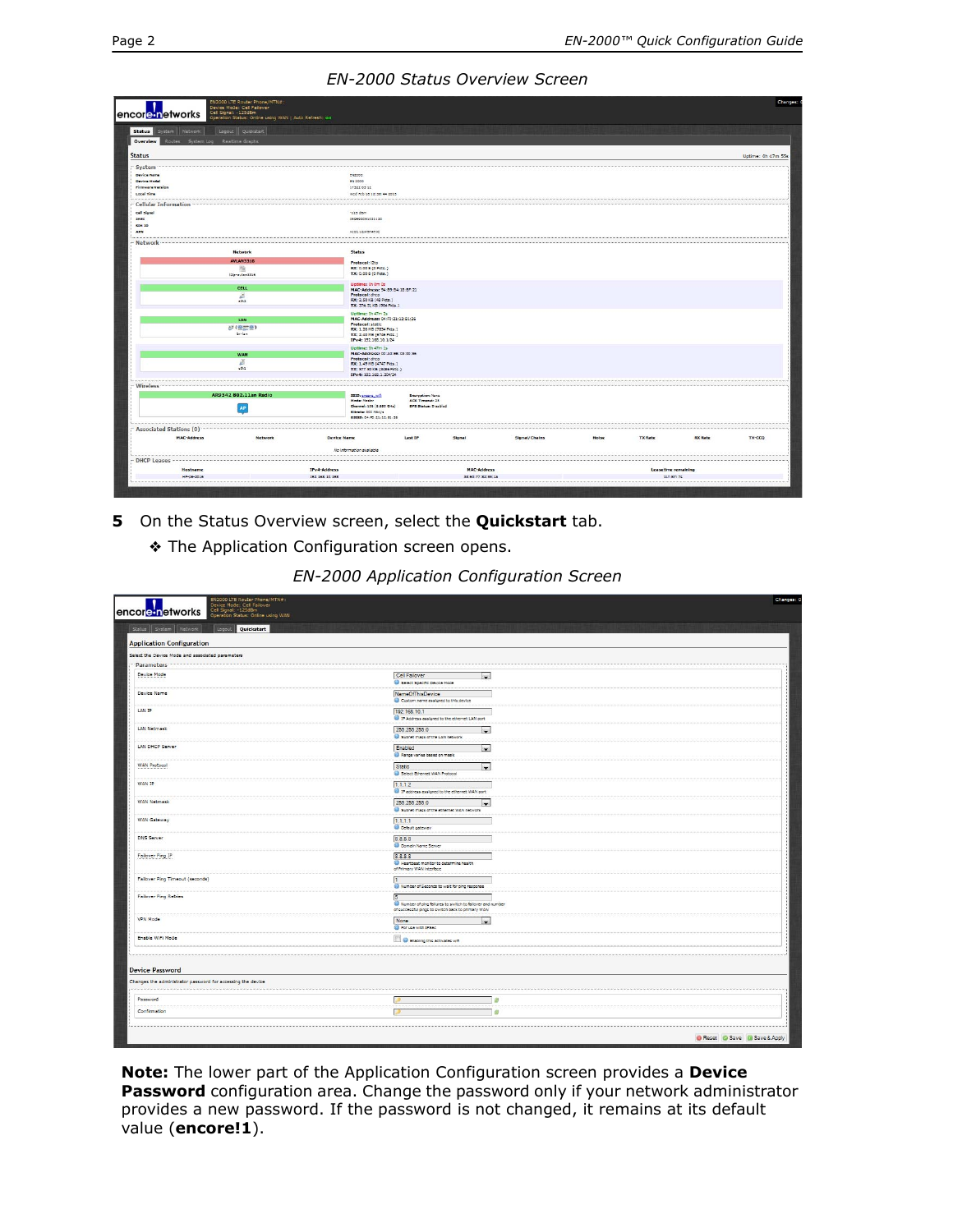*EN-2000 Status Overview Screen*

**5** On the Status Overview screen, select the **Quickstart** tab.

❖ The Application Configuration screen opens.

*EN-2000 Application Configuration Screen*

**Note:** The lower part of the Application Configuration screen provides a **Device Password** configuration area. Change the password only if your network administrator provides a new password. If the password is not changed, it remains at its default value (**encore!1**).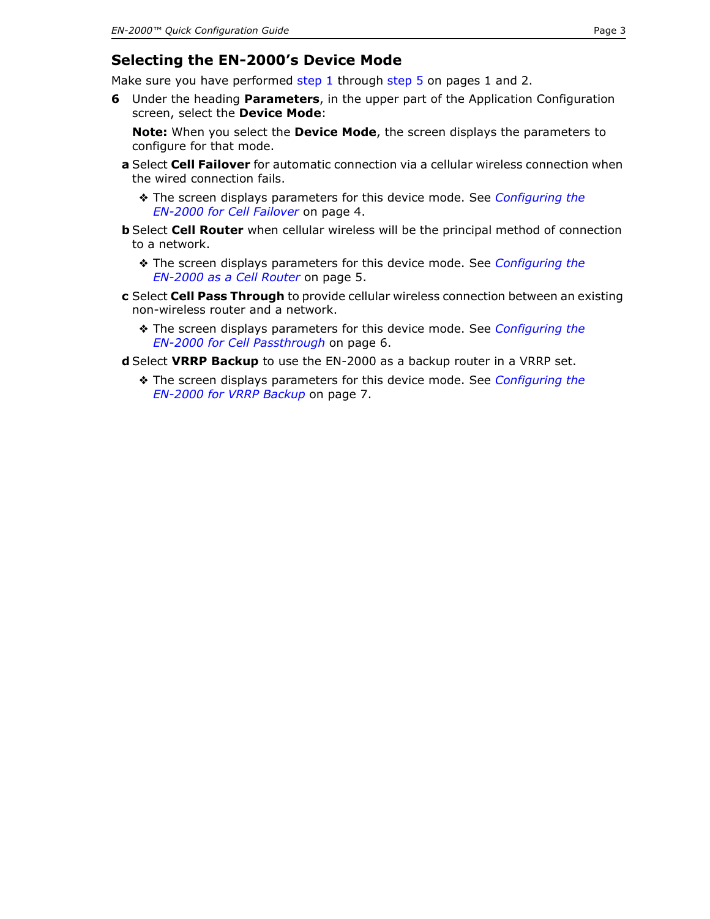## Selecting the EN-2000’s Device Mode

Make sure you have performed step 1 through step 5 on pages 1 and 2.

**6** Under the heading **Parameters**, in the upper part of the Application Configuration screen, select the **Device Mode**:

**Note:** When you select the **Device Mode**, the screen displays the parameters to configure for that mode.

**a** Select **Cell Failover** for automatic connection via a cellular wireless connection when the wired connection fails.

- ❖ The screen displays parameters for this device mode. See *Configuring the EN-2000 for Cell Failover* on page 4.

**b** Select **Cell Router** when cellular wireless will be the principal method of connection to a network.

- ❖ The screen displays parameters for this device mode. See *Configuring the EN-2000 as a Cell Router* on page 5.

**c** Select **Cell Pass Through** to provide cellular wireless connection between an existing non-wireless router and a network.

- ❖ The screen displays parameters for this device mode. See *Configuring the EN-2000 for Cell Passthrough* on page 6.

**d** Select **VRRP Backup** to use the EN-2000 as a backup router in a VRRP set.

- ❖ The screen displays parameters for this device mode. See *Configuring the EN-2000 for VRRP Backup* on page 7.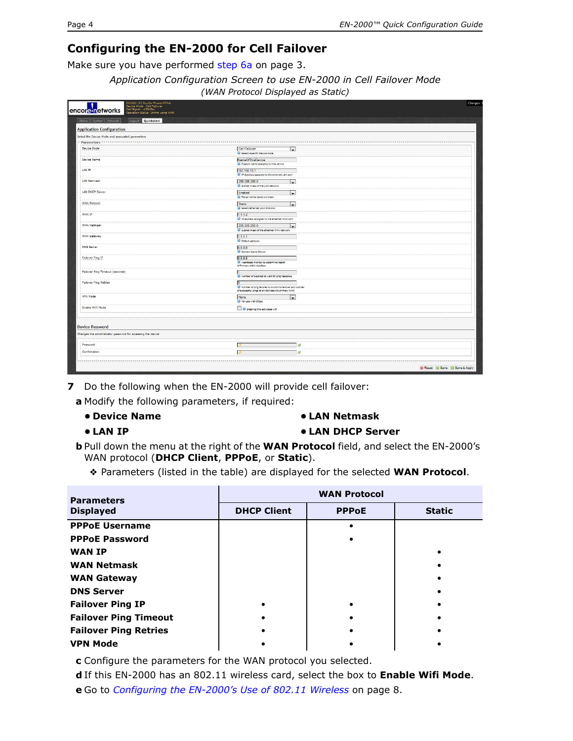## Configuring the EN-2000 for Cell Failover

Make sure you have performed step 6a on page 3.

*Application Configuration Screen to use EN-2000 in Cell Failover Mode*
*(WAN Protocol Displayed as Static)*

**7** Do the following when the EN-2000 will provide cell failover:

**a** Modify the following parameters, if required:

- **Device Name**
- **LAN IP**
- **LAN Netmask**
- **LAN DHCP Server**

**b** Pull down the menu at the right of the **WAN Protocol** field, and select the EN-2000's WAN protocol (**DHCP Client**, **PPPoE**, or **Static**).

❖ Parameters (listed in the table) are displayed for the selected **WAN Protocol**.

| Parameters Displayed | WAN Protocol | | |
|---|---|---|---|
| | **DHCP Client** | **PPPoE** | **Static** |
| **PPPoE Username** | | • | |
| **PPPoE Password** | | • | |
| **WAN IP** | | | • |
| **WAN Netmask** | | | • |
| **WAN Gateway** | | | • |
| **DNS Server** | | | • |
| **Failover Ping IP** | • | • | • |
| **Failover Ping Timeout** | • | • | • |
| **Failover Ping Retries** | • | • | • |
| **VPN Mode** | • | • | • |

**c** Configure the parameters for the WAN protocol you selected.

**d** If this EN-2000 has an 802.11 wireless card, select the box to **Enable Wifi Mode**.

**e** Go to *Configuring the EN-2000's Use of 802.11 Wireless* on page 8.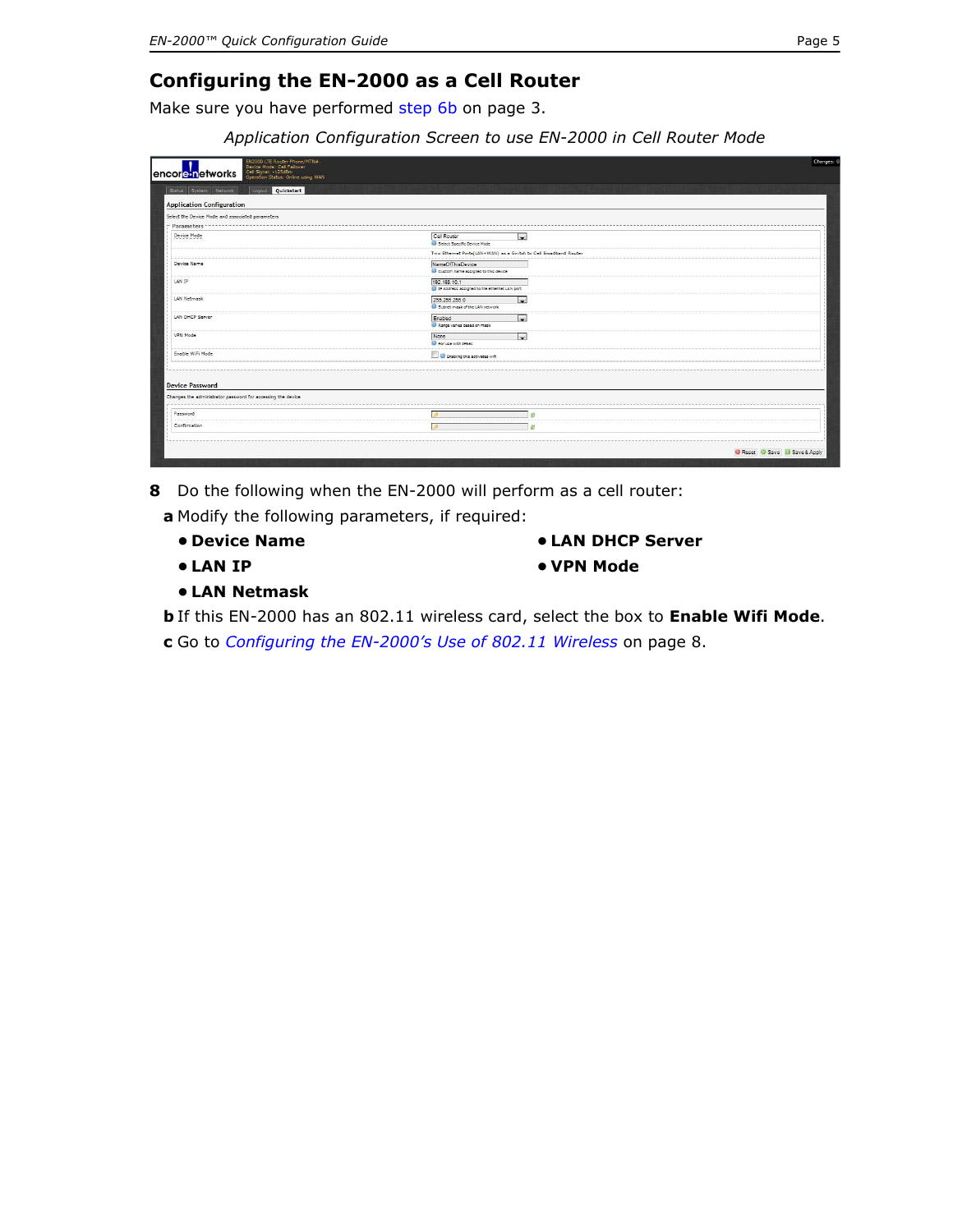## Configuring the EN-2000 as a Cell Router

Make sure you have performed step 6b on page 3.

*Application Configuration Screen to use EN-2000 in Cell Router Mode*

**8** Do the following when the EN-2000 will perform as a cell router:

**a** Modify the following parameters, if required:

- **Device Name**
- **LAN IP**
- **LAN Netmask**
- **LAN DHCP Server**
- **VPN Mode**

**b** If this EN-2000 has an 802.11 wireless card, select the box to **Enable Wifi Mode**.

**c** Go to *Configuring the EN-2000's Use of 802.11 Wireless* on page 8.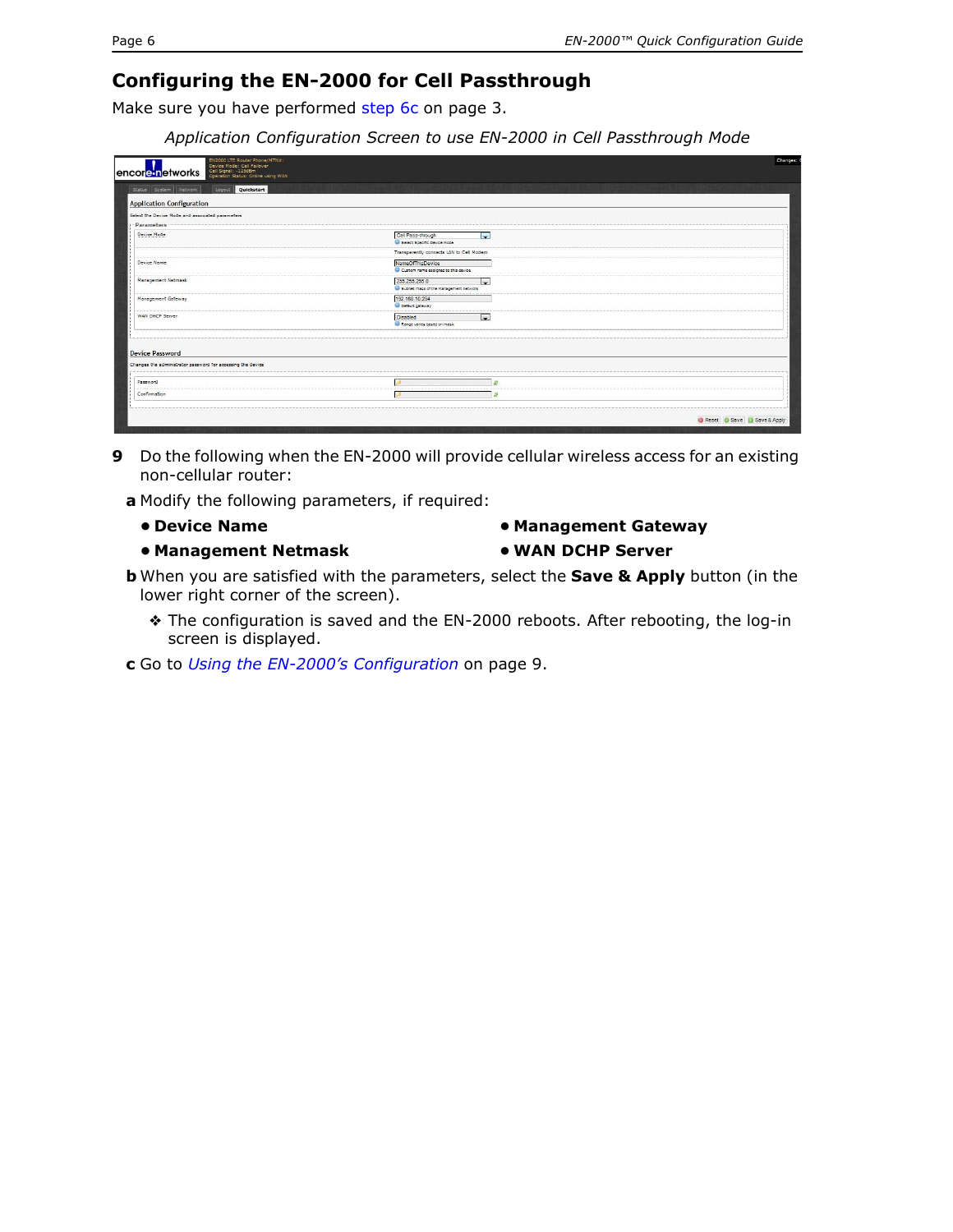## Configuring the EN-2000 for Cell Passthrough

Make sure you have performed step 6c on page 3.

*Application Configuration Screen to use EN-2000 in Cell Passthrough Mode*

**9** Do the following when the EN-2000 will provide cellular wireless access for an existing non-cellular router:

**a** Modify the following parameters, if required:

- **Device Name**
- **Management Netmask**
- **Management Gateway**
- **WAN DCHP Server**

**b** When you are satisfied with the parameters, select the **Save & Apply** button (in the lower right corner of the screen).

❖ The configuration is saved and the EN-2000 reboots. After rebooting, the log-in screen is displayed.

**c** Go to *Using the EN-2000's Configuration* on page 9.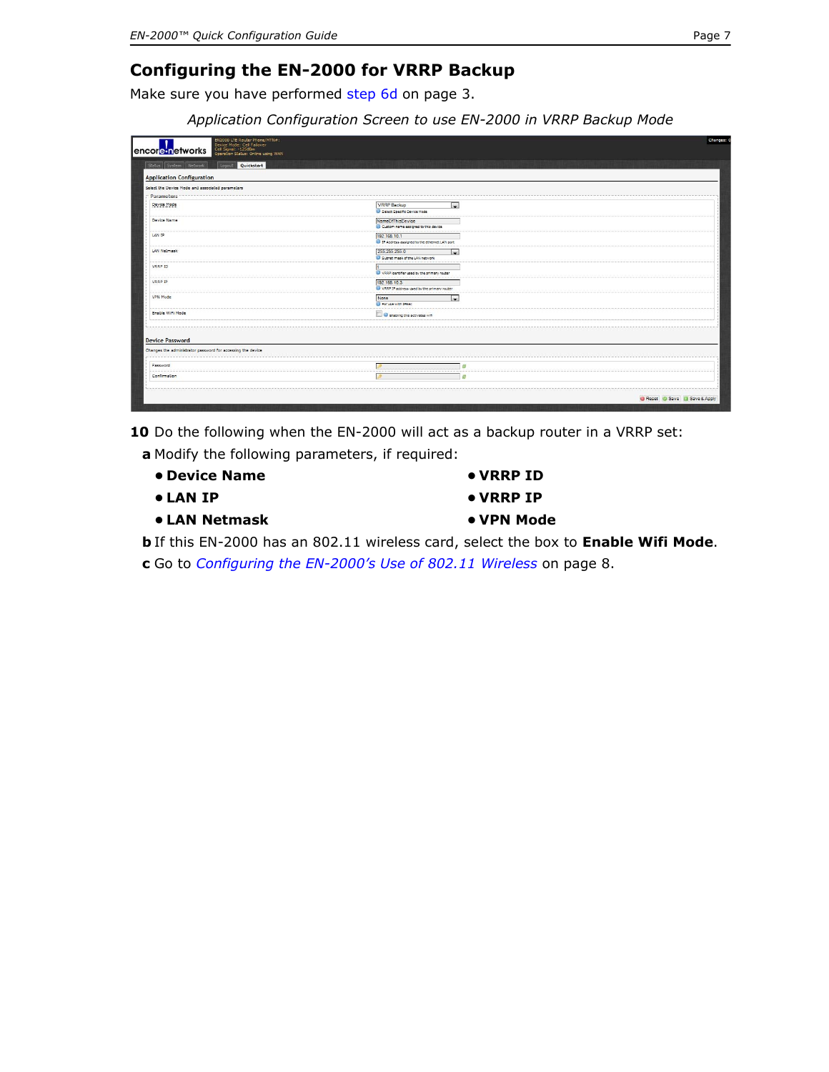## Configuring the EN-2000 for VRRP Backup

Make sure you have performed step 6d on page 3.

*Application Configuration Screen to use EN-2000 in VRRP Backup Mode*

**10** Do the following when the EN-2000 will act as a backup router in a VRRP set:

**a** Modify the following parameters, if required:

- **Device Name**
- **LAN IP**
- **LAN Netmask**
- **VRRP ID**
- **VRRP IP**
- **VPN Mode**

**b** If this EN-2000 has an 802.11 wireless card, select the box to **Enable Wifi Mode**.

**c** Go to *Configuring the EN-2000's Use of 802.11 Wireless* on page 8.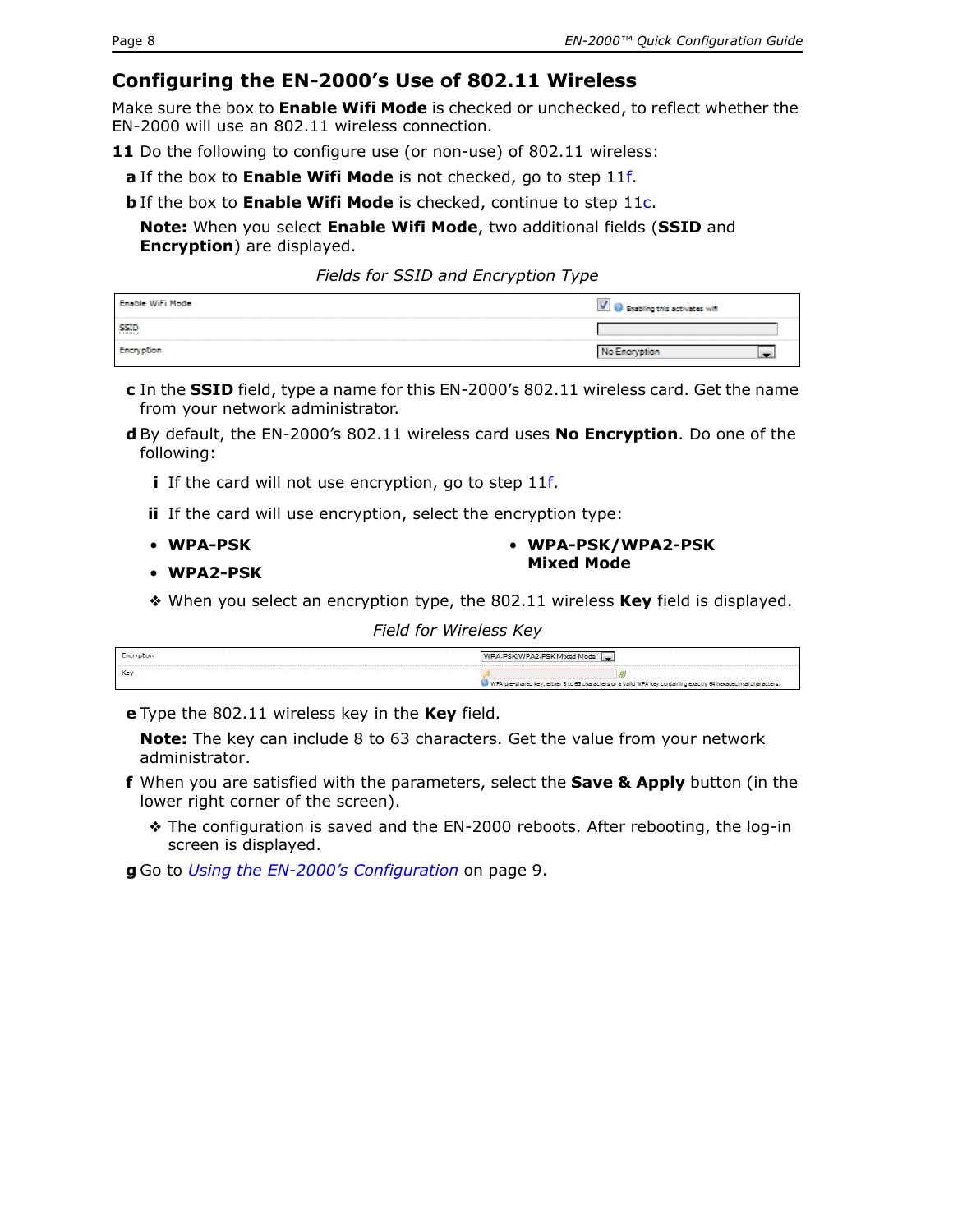## Configuring the EN-2000's Use of 802.11 Wireless

Make sure the box to **Enable Wifi Mode** is checked or unchecked, to reflect whether the EN-2000 will use an 802.11 wireless connection.

**11** Do the following to configure use (or non-use) of 802.11 wireless:

**a** If the box to **Enable Wifi Mode** is not checked, go to step 11f.

**b** If the box to **Enable Wifi Mode** is checked, continue to step 11c.

**Note:** When you select **Enable Wifi Mode**, two additional fields (**SSID** and **Encryption**) are displayed.

*Fields for SSID and Encryption Type*

| | |
|---|---|
| Enable WiFi Mode | ☑ Enabling this activates wifi |
| SSID | |
| Encryption | No Encryption |

**c** In the **SSID** field, type a name for this EN-2000's 802.11 wireless card. Get the name from your network administrator.

**d** By default, the EN-2000's 802.11 wireless card uses **No Encryption**. Do one of the following:

**i** If the card will not use encryption, go to step 11f.

**ii** If the card will use encryption, select the encryption type:

- **WPA-PSK**
- **WPA2-PSK**
- **WPA-PSK/WPA2-PSK Mixed Mode**

❖ When you select an encryption type, the 802.11 wireless **Key** field is displayed.

*Field for Wireless Key*

| | |
|---|---|
| Encryption | WPA-PSK/WPA2-PSK Mixed Mode |
| Key | WPA pre-shared key, either 8 to 63 characters or a valid WPA key containing exactly 64 hexadecimal characters. |

**e** Type the 802.11 wireless key in the **Key** field.

**Note:** The key can include 8 to 63 characters. Get the value from your network administrator.

**f** When you are satisfied with the parameters, select the **Save & Apply** button (in the lower right corner of the screen).

❖ The configuration is saved and the EN-2000 reboots. After rebooting, the log-in screen is displayed.

**g** Go to *Using the EN-2000's Configuration* on page 9.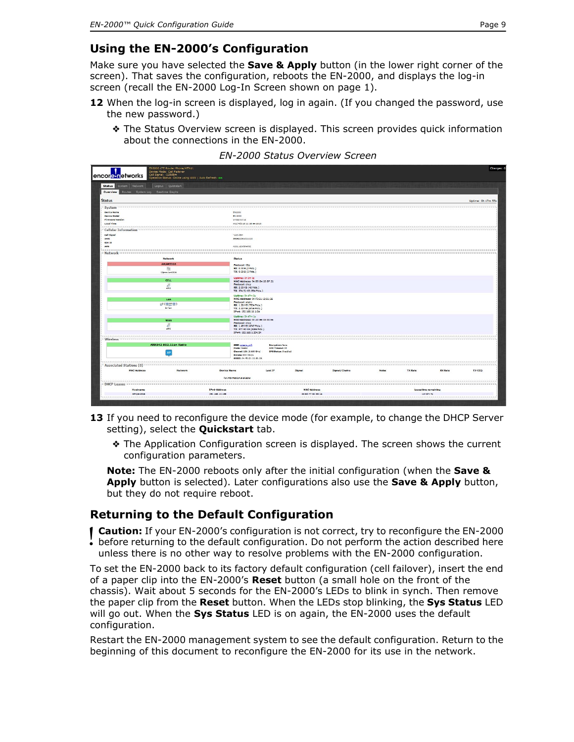## Using the EN-2000's Configuration

Make sure you have selected the **Save & Apply** button (in the lower right corner of the screen). That saves the configuration, reboots the EN-2000, and displays the log-in screen (recall the EN-2000 Log-In Screen shown on page 1).

**12** When the log-in screen is displayed, log in again. (If you changed the password, use the new password.)

- ❖ The Status Overview screen is displayed. This screen provides quick information about the connections in the EN-2000.

*EN-2000 Status Overview Screen*

**13** If you need to reconfigure the device mode (for example, to change the DHCP Server setting), select the **Quickstart** tab.

- ❖ The Application Configuration screen is displayed. The screen shows the current configuration parameters.

**Note:** The EN-2000 reboots only after the initial configuration (when the **Save & Apply** button is selected). Later configurations also use the **Save & Apply** button, but they do not require reboot.

## Returning to the Default Configuration

**!** **Caution:** If your EN-2000's configuration is not correct, try to reconfigure the EN-2000 before returning to the default configuration. Do not perform the action described here unless there is no other way to resolve problems with the EN-2000 configuration.

To set the EN-2000 back to its factory default configuration (cell failover), insert the end of a paper clip into the EN-2000's **Reset** button (a small hole on the front of the chassis). Wait about 5 seconds for the EN-2000's LEDs to blink in synch. Then remove the paper clip from the **Reset** button. When the LEDs stop blinking, the **Sys Status** LED will go out. When the **Sys Status** LED is on again, the EN-2000 uses the default configuration.

Restart the EN-2000 management system to see the default configuration. Return to the beginning of this document to reconfigure the EN-2000 for its use in the network.